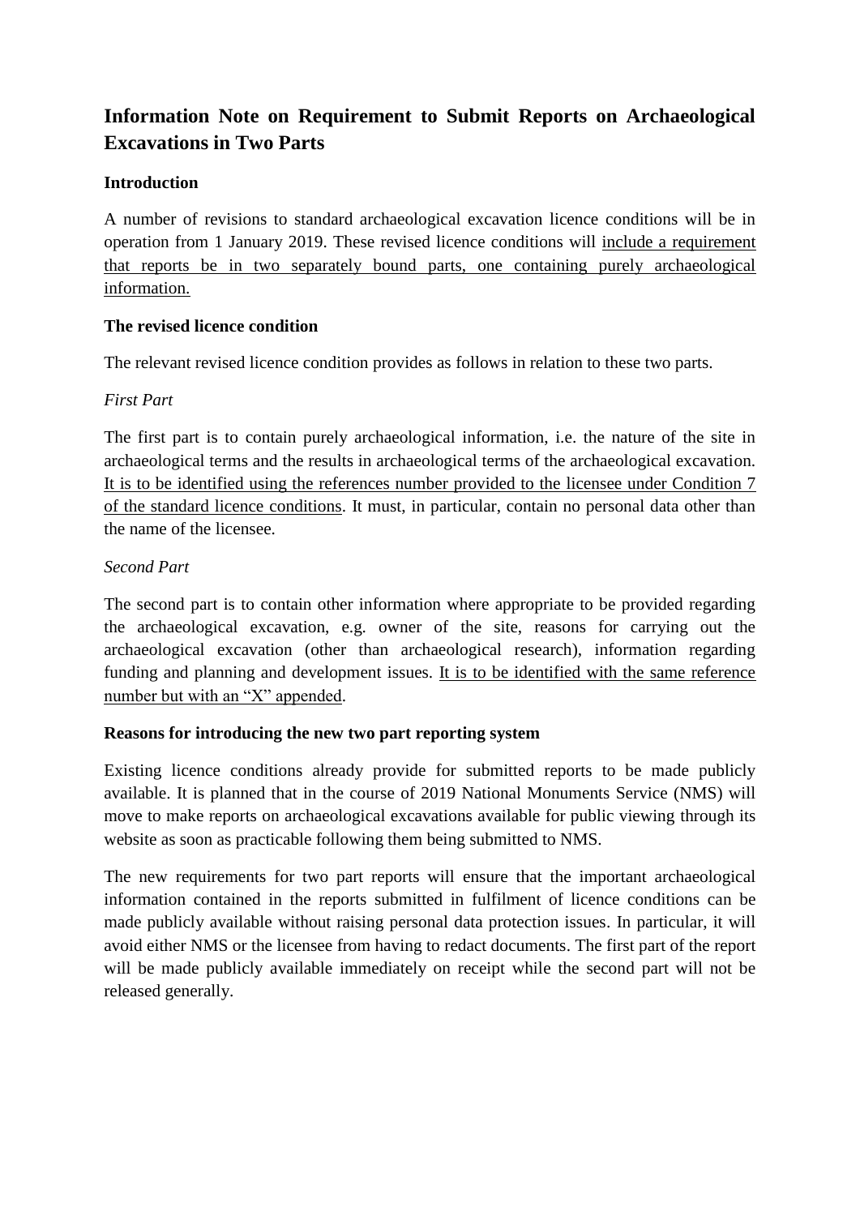# Information Note on Requirement to Submit Reports on Archaeological Excavations in Two Parts

## Introduction

A number of revisions to standard archaeological excavation licence conditions will be in operation from 1 January 2019. These revised licence conditions will <u>include a requirement that reports be in two separately bound parts, one containing purely archaeological information.</u>

## The revised licence condition

The relevant revised licence condition provides as follows in relation to these two parts.

### *First Part*

The first part is to contain purely archaeological information, i.e. the nature of the site in archaeological terms and the results in archaeological terms of the archaeological excavation. <u>It is to be identified using the references number provided to the licensee under Condition 7 of the standard licence conditions</u>. It must, in particular, contain no personal data other than the name of the licensee.

### *Second Part*

The second part is to contain other information where appropriate to be provided regarding the archaeological excavation, e.g. owner of the site, reasons for carrying out the archaeological excavation (other than archaeological research), information regarding funding and planning and development issues. <u>It is to be identified with the same reference number but with an "X" appended</u>.

## Reasons for introducing the new two part reporting system

Existing licence conditions already provide for submitted reports to be made publicly available. It is planned that in the course of 2019 National Monuments Service (NMS) will move to make reports on archaeological excavations available for public viewing through its website as soon as practicable following them being submitted to NMS.

The new requirements for two part reports will ensure that the important archaeological information contained in the reports submitted in fulfilment of licence conditions can be made publicly available without raising personal data protection issues. In particular, it will avoid either NMS or the licensee from having to redact documents. The first part of the report will be made publicly available immediately on receipt while the second part will not be released generally.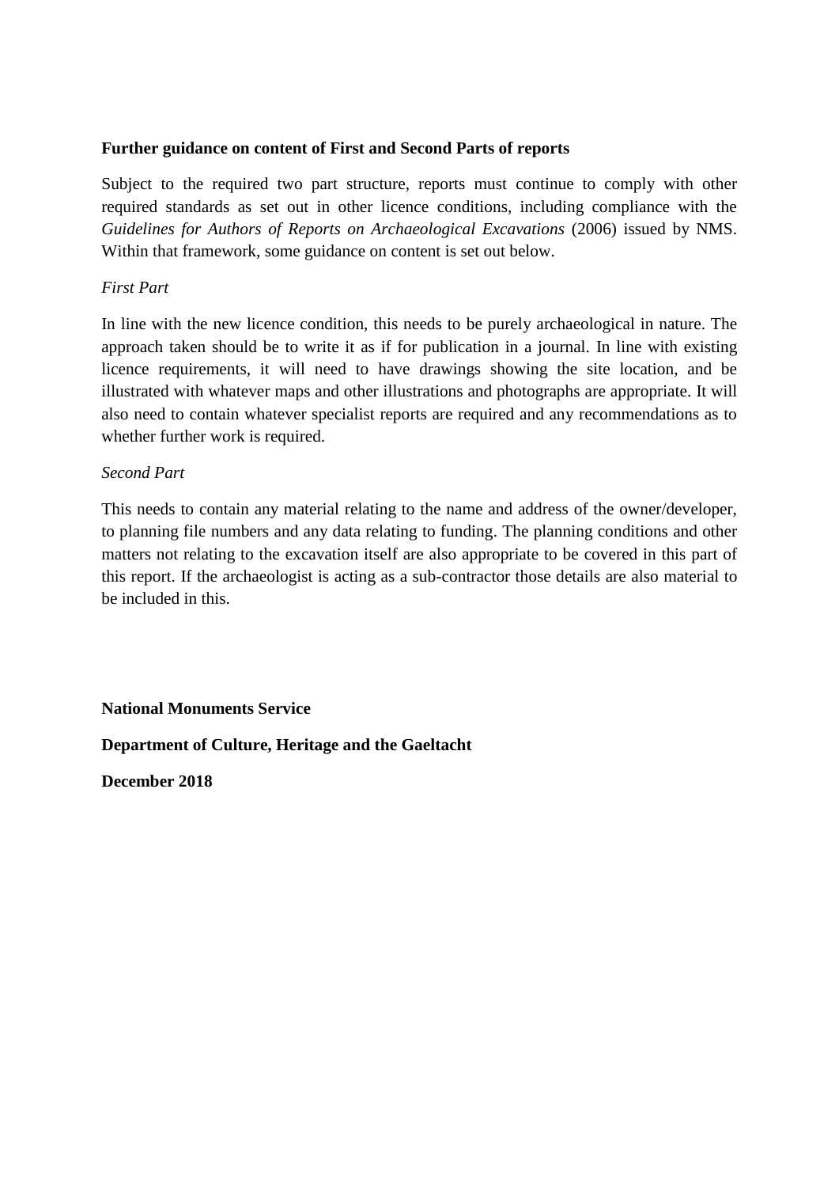**Further guidance on content of First and Second Parts of reports**

Subject to the required two part structure, reports must continue to comply with other required standards as set out in other licence conditions, including compliance with the *Guidelines for Authors of Reports on Archaeological Excavations* (2006) issued by NMS. Within that framework, some guidance on content is set out below.

*First Part*

In line with the new licence condition, this needs to be purely archaeological in nature. The approach taken should be to write it as if for publication in a journal. In line with existing licence requirements, it will need to have drawings showing the site location, and be illustrated with whatever maps and other illustrations and photographs are appropriate. It will also need to contain whatever specialist reports are required and any recommendations as to whether further work is required.

*Second Part*

This needs to contain any material relating to the name and address of the owner/developer, to planning file numbers and any data relating to funding. The planning conditions and other matters not relating to the excavation itself are also appropriate to be covered in this part of this report. If the archaeologist is acting as a sub-contractor those details are also material to be included in this.

**National Monuments Service**

**Department of Culture, Heritage and the Gaeltacht**

**December 2018**